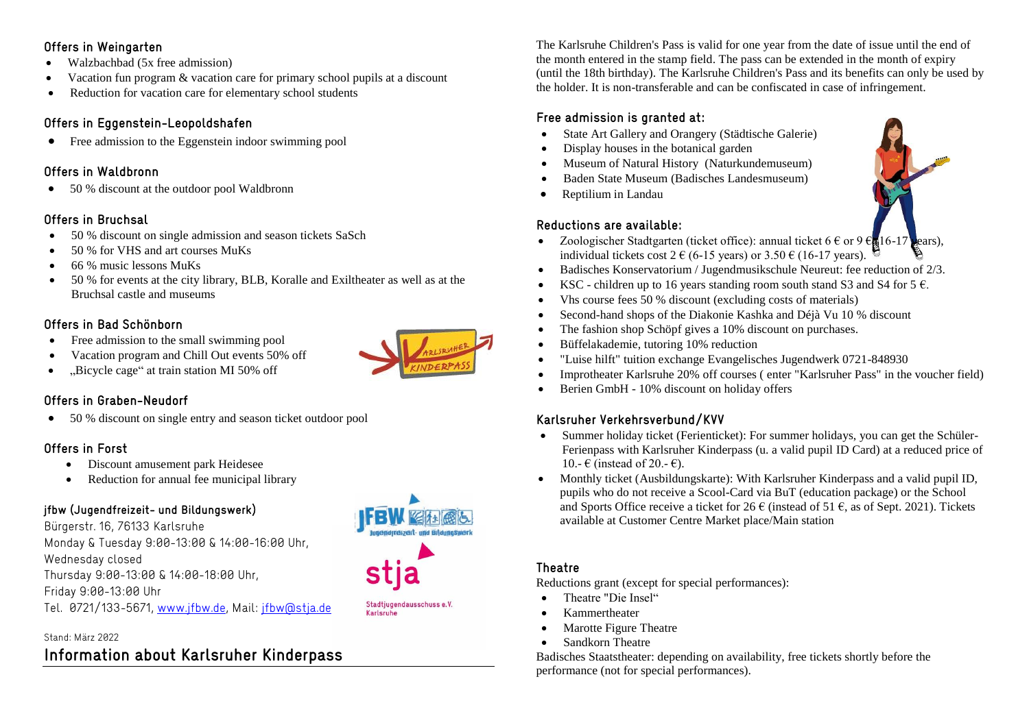### Offers in Weingarten

- Walzbachbad (5x free admission)
- Vacation fun program & vacation care for primary school pupils at a discount
- Reduction for vacation care for elementary school students

### Offers in Eggenstein-Leopoldshafen

- Free admission to the Eggenstein indoor swimming pool

### Offers in Waldbronn

- 50 % discount at the outdoor pool Waldbronn

### Offers in Bruchsal

- 50 % discount on single admission and season tickets SaSch
- 50 % for VHS and art courses MuKs
- 66 % music lessons MuKs
- 50 % for events at the city library, BLB, Koralle and Exiltheater as well as at the Bruchsal castle and museums

### Offers in Bad Schönborn

- Free admission to the small swimming pool
- Vacation program and Chill Out events 50% off
- „Bicycle cage" at train station MI 50% off

### Offers in Graben-Neudorf

- 50 % discount on single entry and season ticket outdoor pool

### Offers in Forst

- Discount amusement park Heidesee
- Reduction for annual fee municipal library

### jfbw (Jugendfreizeit- und Bildungswerk)

Bürgerstr. 16, 76133 Karlsruhe
Monday & Tuesday 9:00-13:00 & 14:00-16:00 Uhr,
Wednesday closed
Thursday 9:00-13:00 & 14:00-18:00 Uhr,
Friday 9:00-13:00 Uhr
Tel. 0721/133-5671, www.jfbw.de, Mail: jfbw@stja.de

Stand: März 2022

# Information about Karlsruher Kinderpass

The Karlsruhe Children's Pass is valid for one year from the date of issue until the end of the month entered in the stamp field. The pass can be extended in the month of expiry (until the 18th birthday). The Karlsruhe Children's Pass and its benefits can only be used by the holder. It is non-transferable and can be confiscated in case of infringement.

### Free admission is granted at:

- State Art Gallery and Orangery (Städtische Galerie)
- Display houses in the botanical garden
- Museum of Natural History (Naturkundemuseum)
- Baden State Museum (Badisches Landesmuseum)
- Reptilium in Landau

### Reductions are available:

- Zoologischer Stadtgarten (ticket office): annual ticket 6 € or 9 € (16-17 years), individual tickets cost 2 € (6-15 years) or 3.50 € (16-17 years).
- Badisches Konservatorium / Jugendmusikschule Neureut: fee reduction of 2/3.
- KSC - children up to 16 years standing room south stand S3 and S4 for 5 €.
- Vhs course fees 50 % discount (excluding costs of materials)
- Second-hand shops of the Diakonie Kashka and Déjà Vu 10 % discount
- The fashion shop Schöpf gives a 10% discount on purchases.
- Büffelakademie, tutoring 10% reduction
- "Luise hilft" tuition exchange Evangelisches Jugendwerk 0721-848930
- Improtheater Karlsruhe 20% off courses ( enter "Karlsruher Pass" in the voucher field)
- Berien GmbH - 10% discount on holiday offers

### Karlsruher Verkehrsverbund/KVV

- Summer holiday ticket (Ferienticket): For summer holidays, you can get the Schüler-Ferienpass with Karlsruher Kinderpass (u. a valid pupil ID Card) at a reduced price of 10.- € (instead of 20.- €).
- Monthly ticket (Ausbildungskarte): With Karlsruher Kinderpass and a valid pupil ID, pupils who do not receive a Scool-Card via BuT (education package) or the School and Sports Office receive a ticket for 26 € (instead of 51 €, as of Sept. 2021). Tickets available at Customer Centre Market place/Main station

### Theatre

Reductions grant (except for special performances):

- Theatre "Die Insel"
- Kammertheater
- Marotte Figure Theatre
- Sandkorn Theatre

Badisches Staatstheater: depending on availability, free tickets shortly before the performance (not for special performances).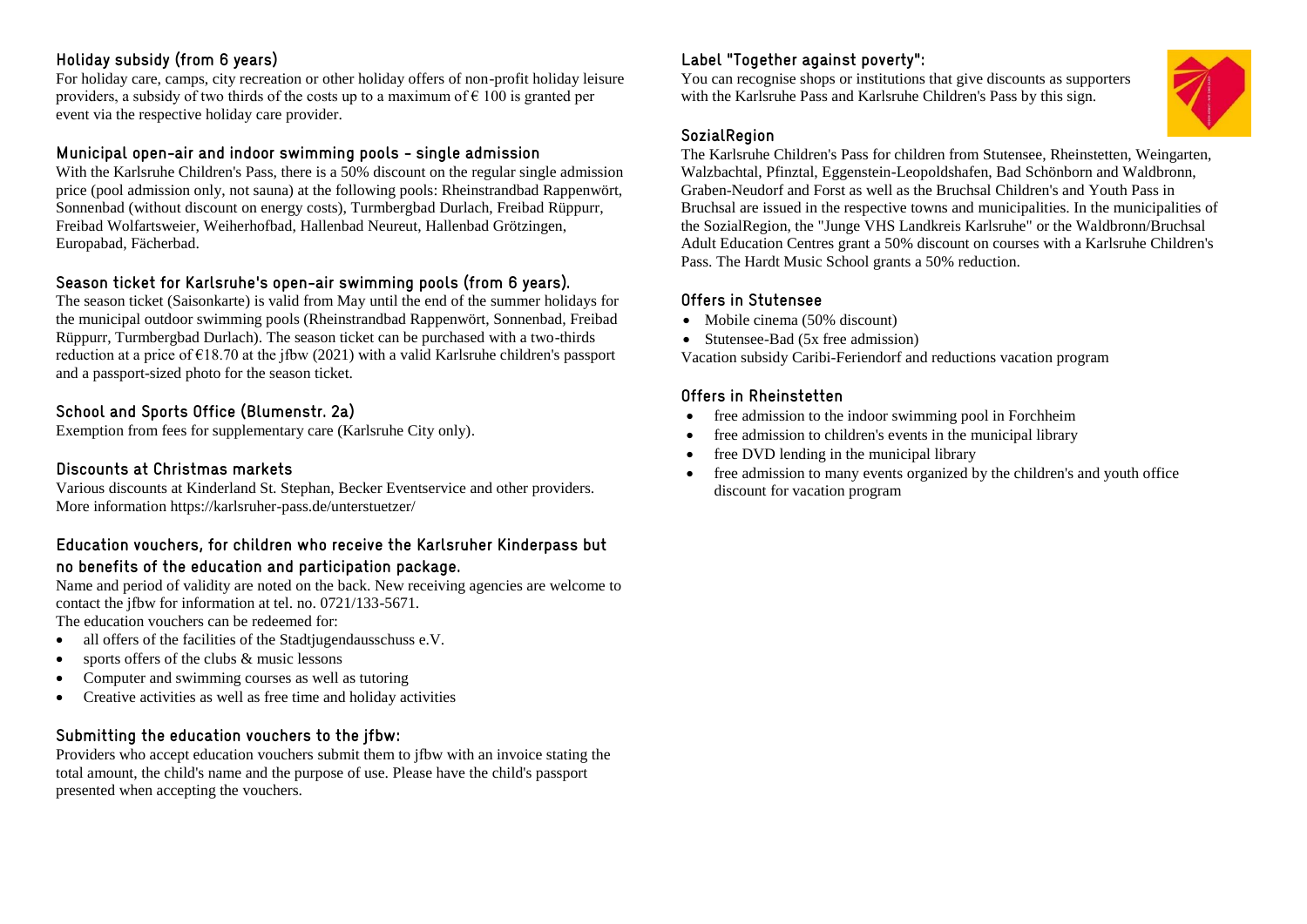### Holiday subsidy (from 6 years)

For holiday care, camps, city recreation or other holiday offers of non-profit holiday leisure providers, a subsidy of two thirds of the costs up to a maximum of € 100 is granted per event via the respective holiday care provider.

### Municipal open-air and indoor swimming pools - single admission

With the Karlsruhe Children's Pass, there is a 50% discount on the regular single admission price (pool admission only, not sauna) at the following pools: Rheinstrandbad Rappenwört, Sonnenbad (without discount on energy costs), Turmbergbad Durlach, Freibad Rüppurr, Freibad Wolfartsweier, Weiherhofbad, Hallenbad Neureut, Hallenbad Grötzingen, Europabad, Fächerbad.

### Season ticket for Karlsruhe's open-air swimming pools (from 6 years).

The season ticket (Saisonkarte) is valid from May until the end of the summer holidays for the municipal outdoor swimming pools (Rheinstrandbad Rappenwört, Sonnenbad, Freibad Rüppurr, Turmbergbad Durlach). The season ticket can be purchased with a two-thirds reduction at a price of €18.70 at the jfbw (2021) with a valid Karlsruhe children's passport and a passport-sized photo for the season ticket.

### School and Sports Office (Blumenstr. 2a)

Exemption from fees for supplementary care (Karlsruhe City only).

### Discounts at Christmas markets

Various discounts at Kinderland St. Stephan, Becker Eventservice and other providers. More information https://karlsruher-pass.de/unterstuetzer/

### Education vouchers, for children who receive the Karlsruher Kinderpass but no benefits of the education and participation package.

Name and period of validity are noted on the back. New receiving agencies are welcome to contact the jfbw for information at tel. no. 0721/133-5671.
The education vouchers can be redeemed for:

- all offers of the facilities of the Stadtjugendausschuss e.V.
- sports offers of the clubs & music lessons
- Computer and swimming courses as well as tutoring
- Creative activities as well as free time and holiday activities

### Submitting the education vouchers to the jfbw:

Providers who accept education vouchers submit them to jfbw with an invoice stating the total amount, the child's name and the purpose of use. Please have the child's passport presented when accepting the vouchers.

### Label "Together against poverty":

You can recognise shops or institutions that give discounts as supporters with the Karlsruhe Pass and Karlsruhe Children's Pass by this sign.

### SozialRegion

The Karlsruhe Children's Pass for children from Stutensee, Rheinstetten, Weingarten, Walzbachtal, Pfinztal, Eggenstein-Leopoldshafen, Bad Schönborn and Waldbronn, Graben-Neudorf and Forst as well as the Bruchsal Children's and Youth Pass in Bruchsal are issued in the respective towns and municipalities. In the municipalities of the SozialRegion, the "Junge VHS Landkreis Karlsruhe" or the Waldbronn/Bruchsal Adult Education Centres grant a 50% discount on courses with a Karlsruhe Children's Pass. The Hardt Music School grants a 50% reduction.

### Offers in Stutensee

- Mobile cinema (50% discount)
- Stutensee-Bad (5x free admission)

Vacation subsidy Caribi-Feriendorf and reductions vacation program

### Offers in Rheinstetten

- free admission to the indoor swimming pool in Forchheim
- free admission to children's events in the municipal library
- free DVD lending in the municipal library
- free admission to many events organized by the children's and youth office discount for vacation program